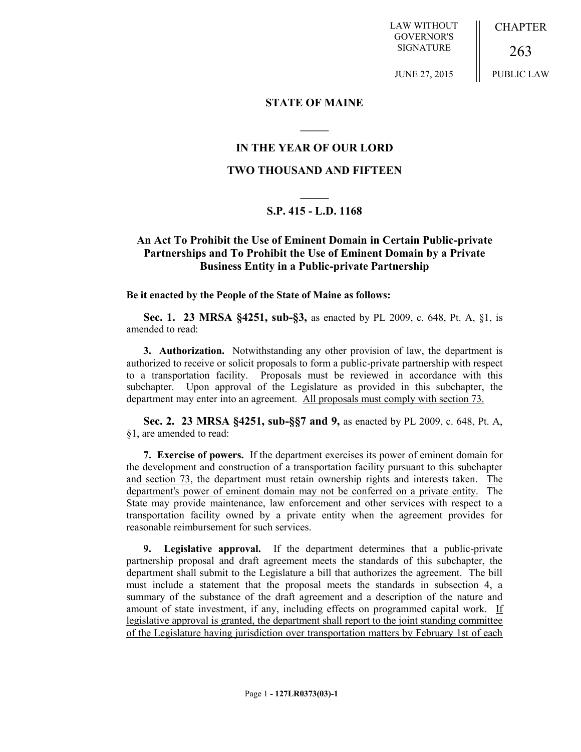LAW WITHOUT GOVERNOR'S SIGNATURE

JUNE 27, 2015

CHAPTER

263

PUBLIC LAW

# STATE OF MAINE

## IN THE YEAR OF OUR LORD

## TWO THOUSAND AND FIFTEEN

### S.P. 415 - L.D. 1168

### An Act To Prohibit the Use of Eminent Domain in Certain Public-private Partnerships and To Prohibit the Use of Eminent Domain by a Private Business Entity in a Public-private Partnership

**Be it enacted by the People of the State of Maine as follows:**

**Sec. 1. 23 MRSA §4251, sub-§3,** as enacted by PL 2009, c. 648, Pt. A, §1, is amended to read:

**3. Authorization.** Notwithstanding any other provision of law, the department is authorized to receive or solicit proposals to form a public-private partnership with respect to a transportation facility. Proposals must be reviewed in accordance with this subchapter. Upon approval of the Legislature as provided in this subchapter, the department may enter into an agreement. <u>All proposals must comply with section 73.</u>

**Sec. 2. 23 MRSA §4251, sub-§§7 and 9,** as enacted by PL 2009, c. 648, Pt. A, §1, are amended to read:

**7. Exercise of powers.** If the department exercises its power of eminent domain for the development and construction of a transportation facility pursuant to this subchapter <u>and section 73</u>, the department must retain ownership rights and interests taken. <u>The department's power of eminent domain may not be conferred on a private entity.</u> The State may provide maintenance, law enforcement and other services with respect to a transportation facility owned by a private entity when the agreement provides for reasonable reimbursement for such services.

**9. Legislative approval.** If the department determines that a public-private partnership proposal and draft agreement meets the standards of this subchapter, the department shall submit to the Legislature a bill that authorizes the agreement. The bill must include a statement that the proposal meets the standards in subsection 4, a summary of the substance of the draft agreement and a description of the nature and amount of state investment, if any, including effects on programmed capital work. <u>If legislative approval is granted, the department shall report to the joint standing committee of the Legislature having jurisdiction over transportation matters by February 1st of each</u>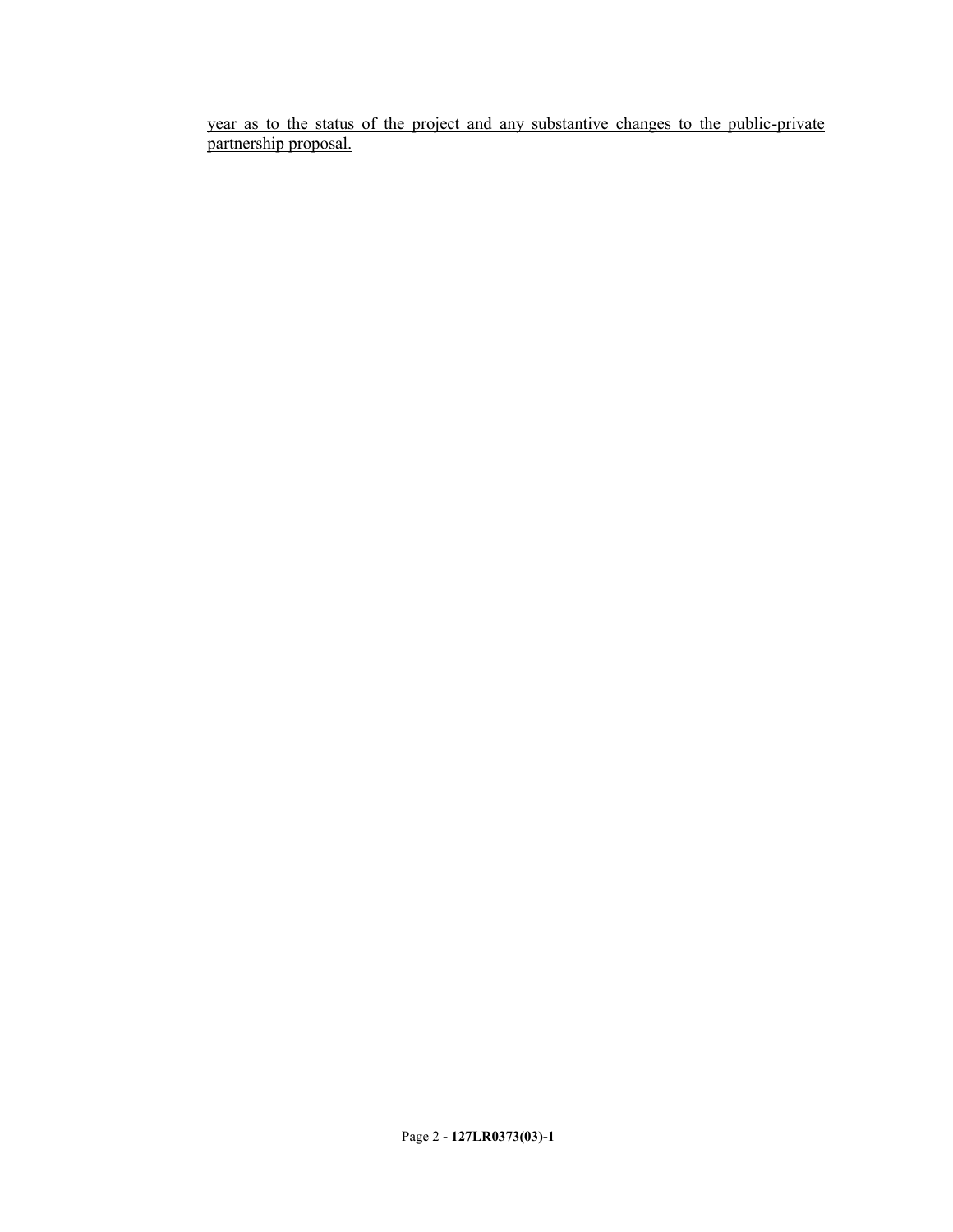<u>year as to the status of the project and any substantive changes to the public-private partnership proposal.</u>